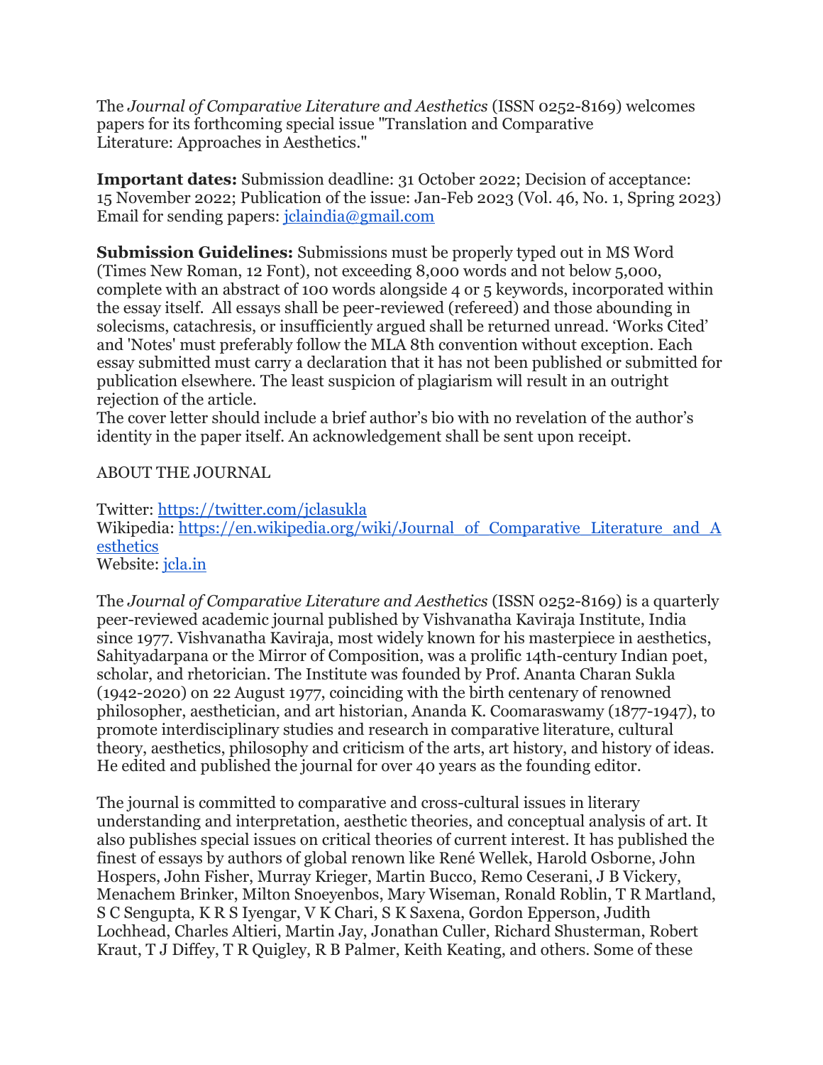The *Journal of Comparative Literature and Aesthetics* (ISSN 0252-8169) welcomes papers for its forthcoming special issue "Translation and Comparative Literature: Approaches in Aesthetics."

**Important dates:** Submission deadline: 31 October 2022; Decision of acceptance: 15 November 2022; Publication of the issue: Jan-Feb 2023 (Vol. 46, No. 1, Spring 2023)
Email for sending papers: jclaindia@gmail.com

**Submission Guidelines:** Submissions must be properly typed out in MS Word (Times New Roman, 12 Font), not exceeding 8,000 words and not below 5,000, complete with an abstract of 100 words alongside 4 or 5 keywords, incorporated within the essay itself. All essays shall be peer-reviewed (refereed) and those abounding in solecisms, catachresis, or insufficiently argued shall be returned unread. 'Works Cited' and 'Notes' must preferably follow the MLA 8th convention without exception. Each essay submitted must carry a declaration that it has not been published or submitted for publication elsewhere. The least suspicion of plagiarism will result in an outright rejection of the article.
The cover letter should include a brief author's bio with no revelation of the author's identity in the paper itself. An acknowledgement shall be sent upon receipt.

ABOUT THE JOURNAL

Twitter: https://twitter.com/jclasukla
Wikipedia: https://en.wikipedia.org/wiki/Journal_of_Comparative_Literature_and_Aesthetics
Website: jcla.in

The *Journal of Comparative Literature and Aesthetics* (ISSN 0252-8169) is a quarterly peer-reviewed academic journal published by Vishvanatha Kaviraja Institute, India since 1977. Vishvanatha Kaviraja, most widely known for his masterpiece in aesthetics, Sahityadarpana or the Mirror of Composition, was a prolific 14th-century Indian poet, scholar, and rhetorician. The Institute was founded by Prof. Ananta Charan Sukla (1942-2020) on 22 August 1977, coinciding with the birth centenary of renowned philosopher, aesthetician, and art historian, Ananda K. Coomaraswamy (1877-1947), to promote interdisciplinary studies and research in comparative literature, cultural theory, aesthetics, philosophy and criticism of the arts, art history, and history of ideas. He edited and published the journal for over 40 years as the founding editor.

The journal is committed to comparative and cross-cultural issues in literary understanding and interpretation, aesthetic theories, and conceptual analysis of art. It also publishes special issues on critical theories of current interest. It has published the finest of essays by authors of global renown like René Wellek, Harold Osborne, John Hospers, John Fisher, Murray Krieger, Martin Bucco, Remo Ceserani, J B Vickery, Menachem Brinker, Milton Snoeyenbos, Mary Wiseman, Ronald Roblin, T R Martland, S C Sengupta, K R S Iyengar, V K Chari, S K Saxena, Gordon Epperson, Judith Lochhead, Charles Altieri, Martin Jay, Jonathan Culler, Richard Shusterman, Robert Kraut, T J Diffey, T R Quigley, R B Palmer, Keith Keating, and others. Some of these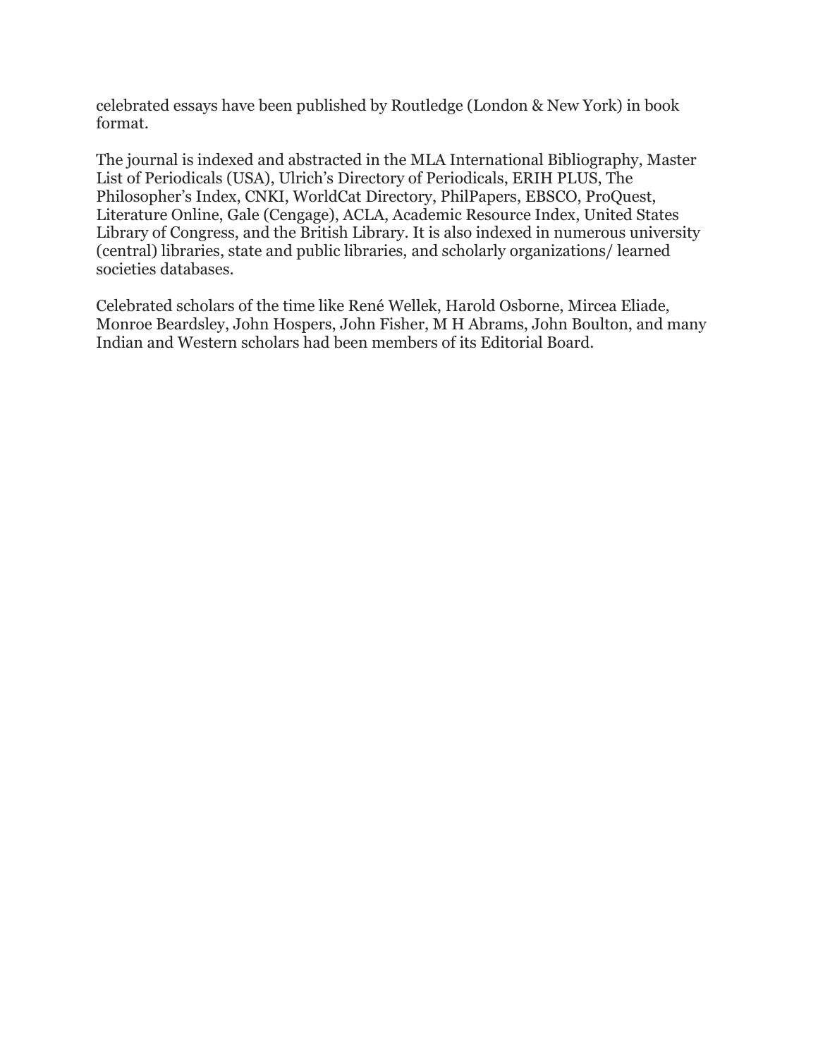celebrated essays have been published by Routledge (London & New York) in book format.

The journal is indexed and abstracted in the MLA International Bibliography, Master List of Periodicals (USA), Ulrich's Directory of Periodicals, ERIH PLUS, The Philosopher's Index, CNKI, WorldCat Directory, PhilPapers, EBSCO, ProQuest, Literature Online, Gale (Cengage), ACLA, Academic Resource Index, United States Library of Congress, and the British Library. It is also indexed in numerous university (central) libraries, state and public libraries, and scholarly organizations/ learned societies databases.

Celebrated scholars of the time like René Wellek, Harold Osborne, Mircea Eliade, Monroe Beardsley, John Hospers, John Fisher, M H Abrams, John Boulton, and many Indian and Western scholars had been members of its Editorial Board.